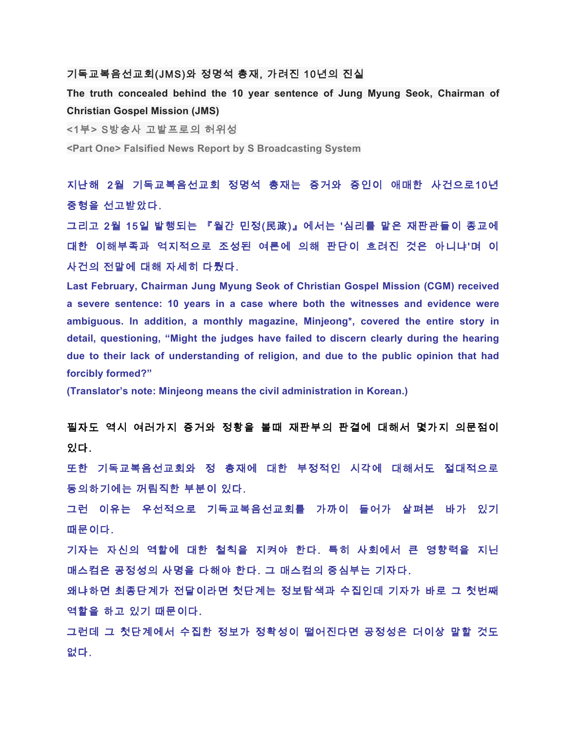**기독교복음선교회(JMS)와 정명석 총재, 가려진 10년의 진실**

**The truth concealed behind the 10 year sentence of Jung Myung Seok, Chairman of Christian Gospel Mission (JMS)**

**<1부> S방송사 고발프로의 허위성**

**<Part One> Falsified News Report by S Broadcasting System**

지난해 2월 기독교복음선교회 정명석 총재는 증거와 증인이 애매한 사건으로10년 중형을 선고받았다.

그리고 2월 15일 발행되는 『월간 민정(民政)』에서는 '심리를 맡은 재판관들이 종교에 대한 이해부족과 억지적으로 조성된 여론에 의해 판단이 흐려진 것은 아니냐'며 이 사건의 전말에 대해 자세히 다뤘다.

**Last February, Chairman Jung Myung Seok of Christian Gospel Mission (CGM) received a severe sentence: 10 years in a case where both the witnesses and evidence were ambiguous. In addition, a monthly magazine, Minjeong*, covered the entire story in detail, questioning, "Might the judges have failed to discern clearly during the hearing due to their lack of understanding of religion, and due to the public opinion that had forcibly formed?"**

**(Translator's note: Minjeong means the civil administration in Korean.)**

필자도 역시 여러가지 증거와 정황을 볼때 재판부의 판결에 대해서 몇가지 의문점이 있다.

또한 기독교복음선교회와 정 총재에 대한 부정적인 시각에 대해서도 절대적으로 동의하기에는 꺼림직한 부분이 있다.

그런 이유는 우선적으로 기독교복음선교회를 가까이 들어가 살펴본 바가 있기 때문이다.

기자는 자신의 역할에 대한 철칙을 지켜야 한다. 특히 사회에서 큰 영향력을 지닌 매스컴은 공정성의 사명을 다해야 한다. 그 매스컴의 중심부는 기자다.

왜냐하면 최종단계가 전달이라면 첫단계는 정보탐색과 수집인데 기자가 바로 그 첫번째 역할을 하고 있기 때문이다.

그런데 그 첫단계에서 수집한 정보가 정확성이 떨어진다면 공정성은 더이상 말할 것도 없다.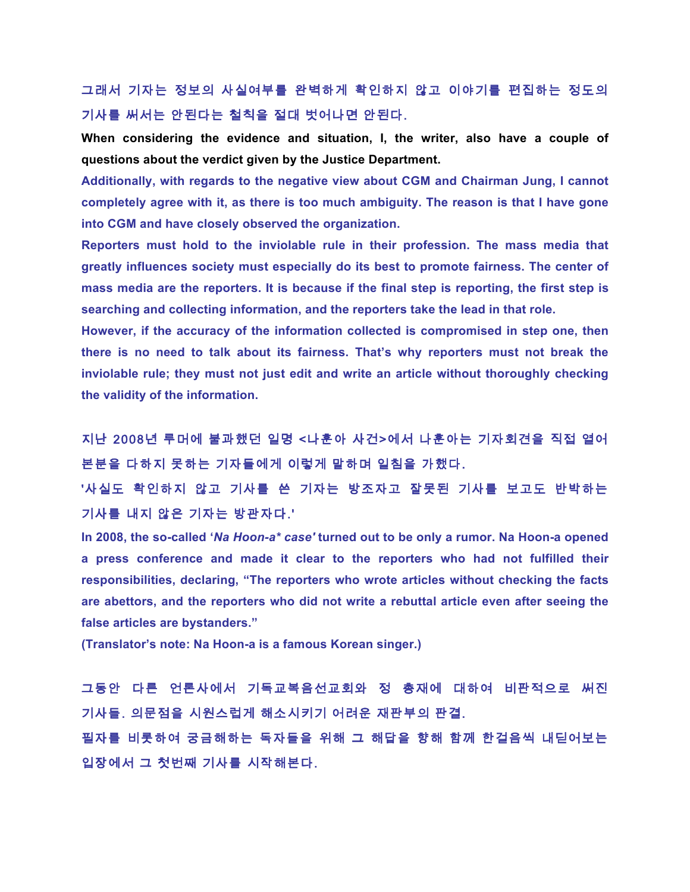그래서 기자는 정보의 사실여부를 완벽하게 확인하지 않고 이야기를 편집하는 정도의 기사를 써서는 안된다는 철칙을 절대 벗어나면 안된다.

**When considering the evidence and situation, I, the writer, also have a couple of questions about the verdict given by the Justice Department.**

**Additionally, with regards to the negative view about CGM and Chairman Jung, I cannot completely agree with it, as there is too much ambiguity. The reason is that I have gone into CGM and have closely observed the organization.**

**Reporters must hold to the inviolable rule in their profession. The mass media that greatly influences society must especially do its best to promote fairness. The center of mass media are the reporters. It is because if the final step is reporting, the first step is searching and collecting information, and the reporters take the lead in that role.**

**However, if the accuracy of the information collected is compromised in step one, then there is no need to talk about its fairness. That's why reporters must not break the inviolable rule; they must not just edit and write an article without thoroughly checking the validity of the information.**

지난 2008년 루머에 불과했던 일명 <나훈아 사건>에서 나훈아는 기자회견을 직접 열어 본분을 다하지 못하는 기자들에게 이렇게 말하며 일침을 가했다.

'사실도 확인하지 않고 기사를 쓴 기자는 방조자고 잘못된 기사를 보고도 반박하는 기사를 내지 않은 기자는 방관자다.'

**In 2008, the so-called '*Na Hoon-a* case' turned out to be only a rumor. Na Hoon-a opened a press conference and made it clear to the reporters who had not fulfilled their responsibilities, declaring, "The reporters who wrote articles without checking the facts are abettors, and the reporters who did not write a rebuttal article even after seeing the false articles are bystanders."**

**(Translator's note: Na Hoon-a is a famous Korean singer.)**

그동안 다른 언론사에서 기독교복음선교회와 정 총재에 대하여 비판적으로 써진 기사들. 의문점을 시원스럽게 해소시키기 어려운 재판부의 판결.

필자를 비롯하여 궁금해하는 독자들을 위해 그 해답을 향해 함께 한걸음씩 내딛어보는 입장에서 그 첫번째 기사를 시작해본다.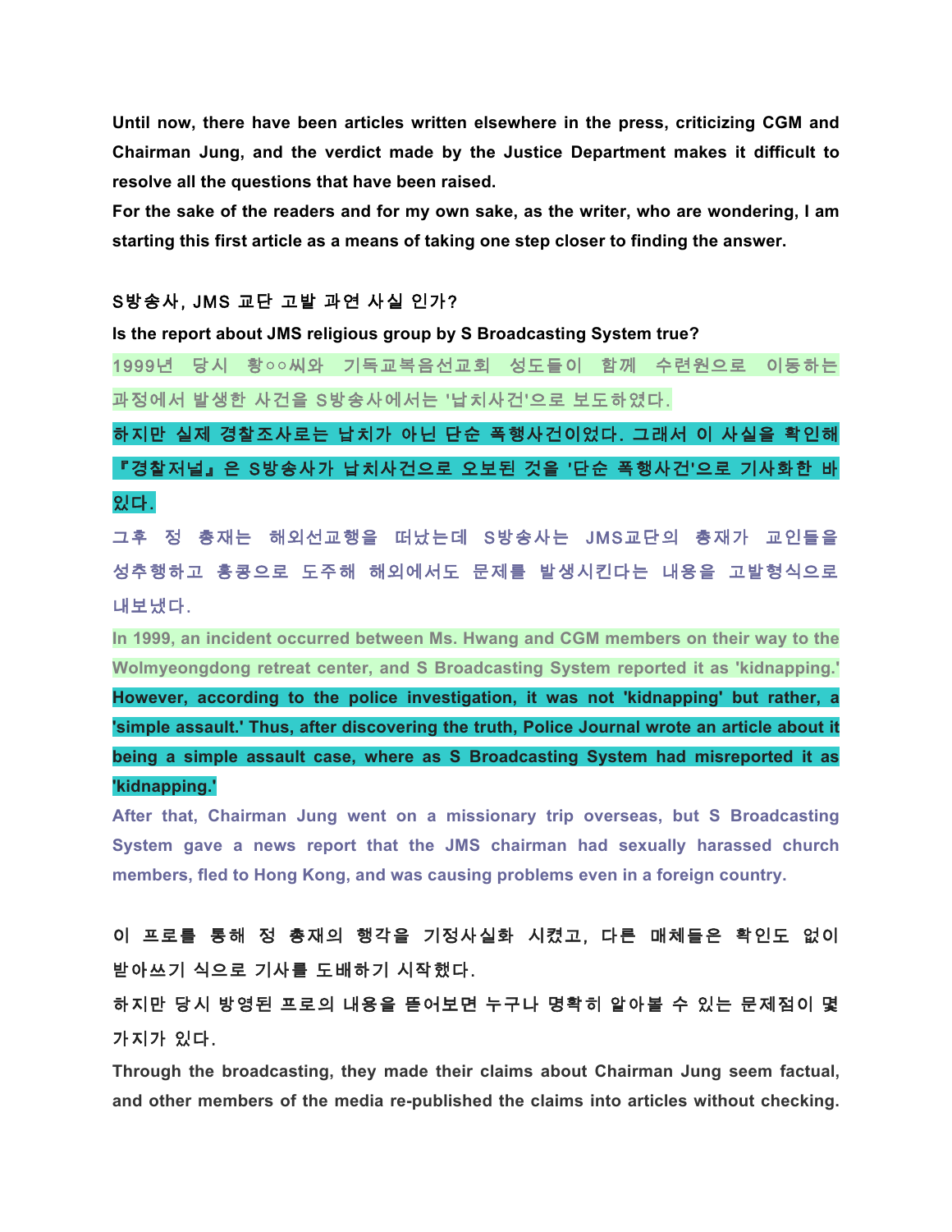**Until now, there have been articles written elsewhere in the press, criticizing CGM and Chairman Jung, and the verdict made by the Justice Department makes it difficult to resolve all the questions that have been raised.**

**For the sake of the readers and for my own sake, as the writer, who are wondering, I am starting this first article as a means of taking one step closer to finding the answer.**

**S방송사, JMS 교단 고발 과연 사실 인가?**

**Is the report about JMS religious group by S Broadcasting System true?**

1999년 당시 황○○씨와 기독교복음선교회 성도들이 함께 수련원으로 이동하는 과정에서 발생한 사건을 S방송사에서는 '납치사건'으로 보도하였다.

**하지만 실제 경찰조사로는 납치가 아닌 단순 폭행사건이었다. 그래서 이 사실을 확인해 『경찰저널』은 S방송사가 납치사건으로 오보된 것을 '단순 폭행사건'으로 기사화한 바 있다.**

그후 정 총재는 해외선교행을 떠났는데 S방송사는 JMS교단의 총재가 교인들을 성추행하고 홍콩으로 도주해 해외에서도 문제를 발생시킨다는 내용을 고발형식으로 내보냈다.

**In 1999, an incident occurred between Ms. Hwang and CGM members on their way to the Wolmyeongdong retreat center, and S Broadcasting System reported it as 'kidnapping.'**

**However, according to the police investigation, it was not 'kidnapping' but rather, a 'simple assault.' Thus, after discovering the truth, Police Journal wrote an article about it being a simple assault case, where as S Broadcasting System had misreported it as 'kidnapping.'**

**After that, Chairman Jung went on a missionary trip overseas, but S Broadcasting System gave a news report that the JMS chairman had sexually harassed church members, fled to Hong Kong, and was causing problems even in a foreign country.**

이 프로를 통해 정 총재의 행각을 기정사실화 시켰고, 다른 매체들은 확인도 없이 받아쓰기 식으로 기사를 도배하기 시작했다.

하지만 당시 방영된 프로의 내용을 뜯어보면 누구나 명확히 알아볼 수 있는 문제점이 몇 가지가 있다.

**Through the broadcasting, they made their claims about Chairman Jung seem factual, and other members of the media re-published the claims into articles without checking.**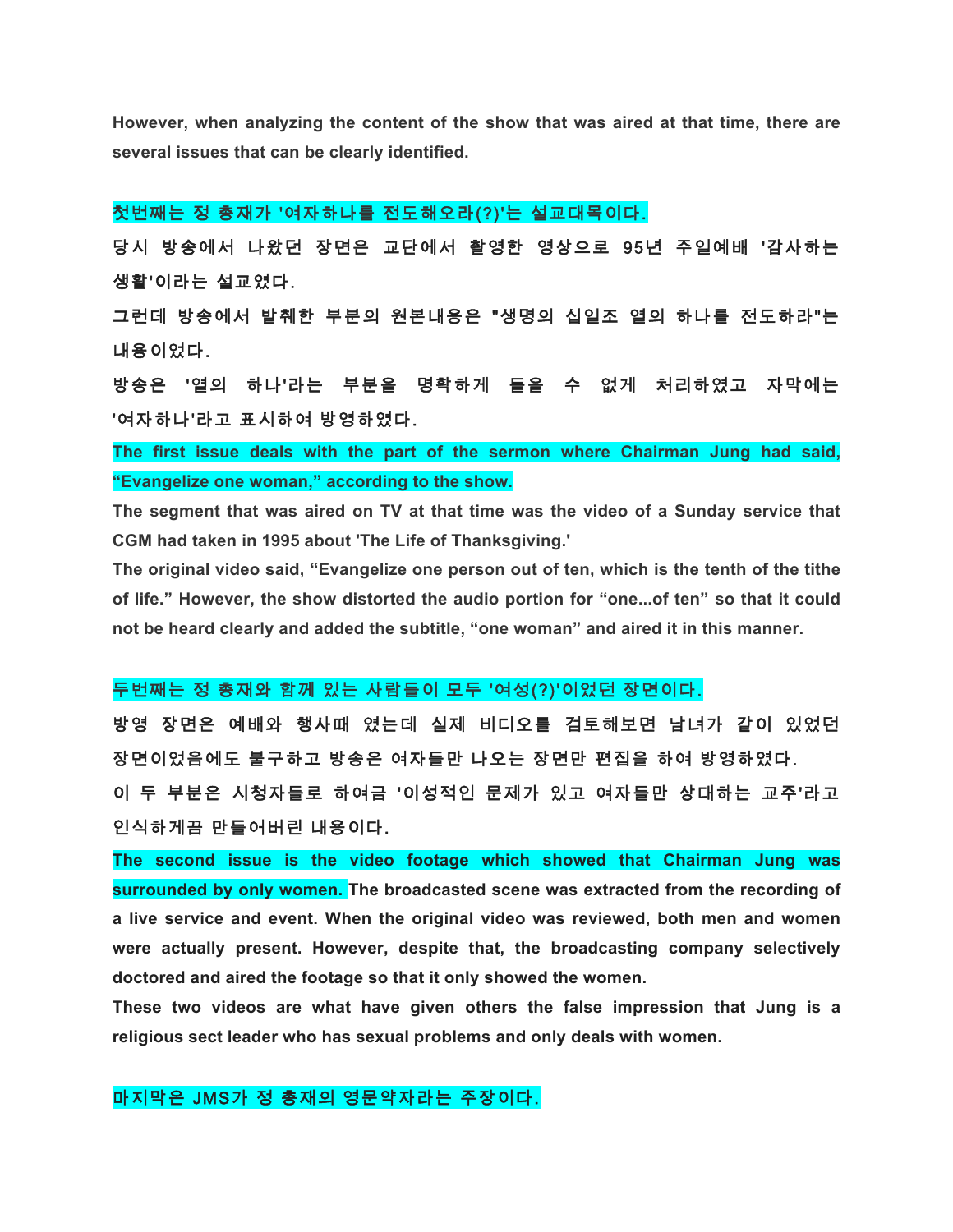**However, when analyzing the content of the show that was aired at that time, there are several issues that can be clearly identified.**

**첫번째는 정 총재가 '여자하나를 전도해오라(?)'는 설교대목이다.**

**당시 방송에서 나왔던 장면은 교단에서 촬영한 영상으로 95년 주일예배 '감사하는 생활'이라는 설교였다.**

**그런데 방송에서 발췌한 부분의 원본내용은 "생명의 십일조 열의 하나를 전도하라"는 내용이었다.**

**방송은 '열의 하나'라는 부분을 명확하게 들을 수 없게 처리하였고 자막에는 '여자하나'라고 표시하여 방영하였다.**

**The first issue deals with the part of the sermon where Chairman Jung had said, "Evangelize one woman," according to the show.**

**The segment that was aired on TV at that time was the video of a Sunday service that CGM had taken in 1995 about 'The Life of Thanksgiving.'**

**The original video said, "Evangelize one person out of ten, which is the tenth of the tithe of life." However, the show distorted the audio portion for "one...of ten" so that it could not be heard clearly and added the subtitle, "one woman" and aired it in this manner.**

**두번째는 정 총재와 함께 있는 사람들이 모두 '여성(?)'이었던 장면이다.**

**방영 장면은 예배와 행사때 였는데 실제 비디오를 검토해보면 남녀가 같이 있었던 장면이었음에도 불구하고 방송은 여자들만 나오는 장면만 편집을 하여 방영하였다.**

**이 두 부분은 시청자들로 하여금 '이성적인 문제가 있고 여자들만 상대하는 교주'라고 인식하게끔 만들어버린 내용이다.**

**The second issue is the video footage which showed that Chairman Jung was surrounded by only women. The broadcasted scene was extracted from the recording of a live service and event. When the original video was reviewed, both men and women were actually present. However, despite that, the broadcasting company selectively doctored and aired the footage so that it only showed the women.**

**These two videos are what have given others the false impression that Jung is a religious sect leader who has sexual problems and only deals with women.**

**마지막은 JMS가 정 총재의 영문약자라는 주장이다.**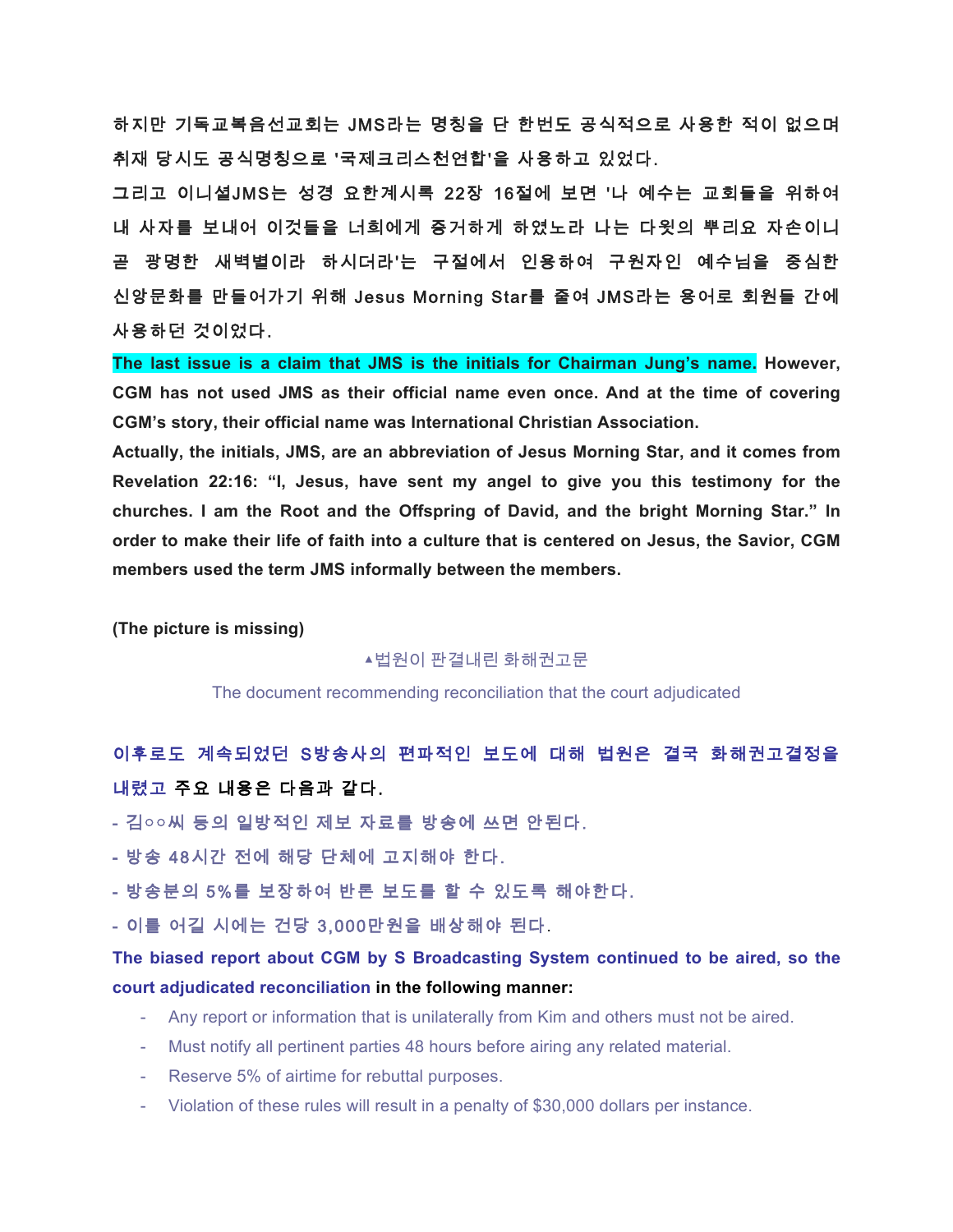**하지만 기독교복음선교회는 JMS라는 명칭을 단 한번도 공식적으로 사용한 적이 없으며 취재 당시도 공식명칭으로 '국제크리스천연합'을 사용하고 있었다.**

**그리고 이니셜JMS는 성경 요한계시록 22장 16절에 보면 '나 예수는 교회들을 위하여 내 사자를 보내어 이것들을 너희에게 증거하게 하였노라 나는 다윗의 뿌리요 자손이니 곧 광명한 새벽별이라 하시더라'는 구절에서 인용하여 구원자인 예수님을 중심한 신앙문화를 만들어가기 위해 Jesus Morning Star를 줄여 JMS라는 용어로 회원들 간에 사용하던 것이었다.**

**The last issue is a claim that JMS is the initials for Chairman Jung's name. However, CGM has not used JMS as their official name even once. And at the time of covering CGM's story, their official name was International Christian Association.**

**Actually, the initials, JMS, are an abbreviation of Jesus Morning Star, and it comes from Revelation 22:16: "I, Jesus, have sent my angel to give you this testimony for the churches. I am the Root and the Offspring of David, and the bright Morning Star." In order to make their life of faith into a culture that is centered on Jesus, the Savior, CGM members used the term JMS informally between the members.**

**(The picture is missing)**

▲법원이 판결내린 화해권고문

The document recommending reconciliation that the court adjudicated

**이후로도 계속되었던 S방송사의 편파적인 보도에 대해 법원은 결국 화해권고결정을 내렸고 주요 내용은 다음과 같다.**

- 김○○씨 등의 일방적인 제보 자료를 방송에 쓰면 안된다.
- 방송 48시간 전에 해당 단체에 고지해야 한다.
- 방송분의 5%를 보장하여 반론 보도를 할 수 있도록 해야한다.
- 이를 어길 시에는 건당 3,000만원을 배상해야 된다.

**The biased report about CGM by S Broadcasting System continued to be aired, so the court adjudicated reconciliation in the following manner:**

- Any report or information that is unilaterally from Kim and others must not be aired.
- Must notify all pertinent parties 48 hours before airing any related material.
- Reserve 5% of airtime for rebuttal purposes.
- Violation of these rules will result in a penalty of $30,000 dollars per instance.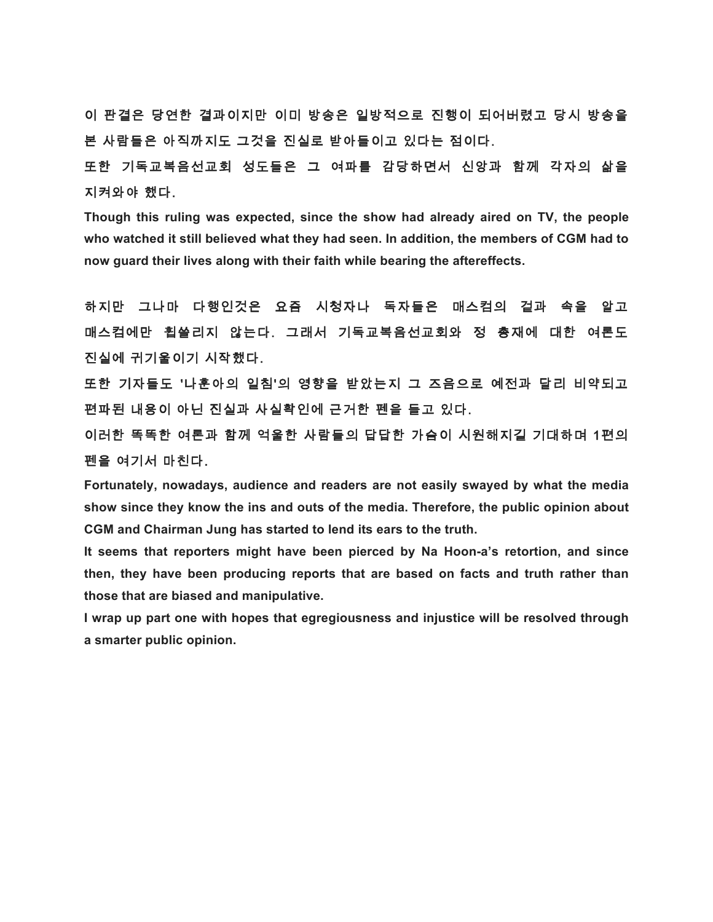이 판결은 당연한 결과이지만 이미 방송은 일방적으로 진행이 되어버렸고 당시 방송을 본 사람들은 아직까지도 그것을 진실로 받아들이고 있다는 점이다.

또한 기독교복음선교회 성도들은 그 여파를 감당하면서 신앙과 함께 각자의 삶을 지켜와야 했다.

**Though this ruling was expected, since the show had already aired on TV, the people who watched it still believed what they had seen. In addition, the members of CGM had to now guard their lives along with their faith while bearing the aftereffects.**

하지만 그나마 다행인것은 요즘 시청자나 독자들은 매스컴의 겉과 속을 알고 매스컴에만 휩쓸리지 않는다. 그래서 기독교복음선교회와 정 총재에 대한 여론도 진실에 귀기울이기 시작했다.

또한 기자들도 '나훈아의 일침'의 영향을 받았는지 그 즈음으로 예전과 달리 비약되고 편파된 내용이 아닌 진실과 사실확인에 근거한 펜을 들고 있다.

이러한 똑똑한 여론과 함께 억울한 사람들의 답답한 가슴이 시원해지길 기대하며 1편의 펜을 여기서 마친다.

**Fortunately, nowadays, audience and readers are not easily swayed by what the media show since they know the ins and outs of the media. Therefore, the public opinion about CGM and Chairman Jung has started to lend its ears to the truth.**

**It seems that reporters might have been pierced by Na Hoon-a's retortion, and since then, they have been producing reports that are based on facts and truth rather than those that are biased and manipulative.**

**I wrap up part one with hopes that egregiousness and injustice will be resolved through a smarter public opinion.**